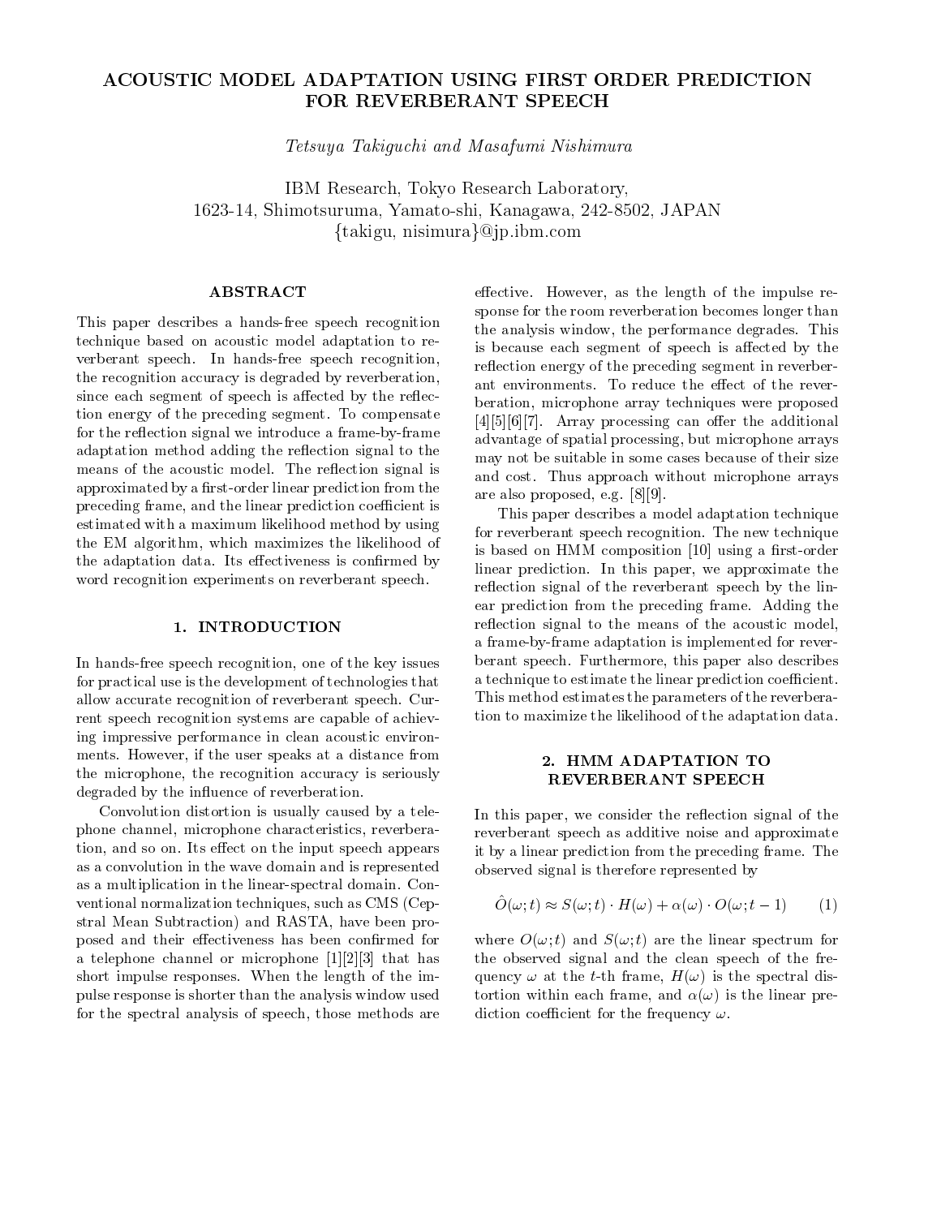# ACOUSTIC MODEL ADAPTATION USING FIRST ORDER PREDICTION FOR REVERBERANT SPEECH

*Tetsuya Takiguchi and Masafumi Nishimura*

IBM Research, Tokyo Research Laboratory,
1623-14, Shimotsuruma, Yamato-shi, Kanagawa, 242-8502, JAPAN
{takigu, nisimura}@jp.ibm.com

## ABSTRACT

This paper describes a hands-free speech recognition technique based on acoustic model adaptation to reverberant speech. In hands-free speech recognition, the recognition accuracy is degraded by reverberation, since each segment of speech is affected by the reflection energy of the preceding segment. To compensate for the reflection signal we introduce a frame-by-frame adaptation method adding the reflection signal to the means of the acoustic model. The reflection signal is approximated by a first-order linear prediction from the preceding frame, and the linear prediction coefficient is estimated with a maximum likelihood method by using the EM algorithm, which maximizes the likelihood of the adaptation data. Its effectiveness is confirmed by word recognition experiments on reverberant speech.

## 1. INTRODUCTION

In hands-free speech recognition, one of the key issues for practical use is the development of technologies that allow accurate recognition of reverberant speech. Current speech recognition systems are capable of achieving impressive performance in clean acoustic environments. However, if the user speaks at a distance from the microphone, the recognition accuracy is seriously degraded by the influence of reverberation.

Convolution distortion is usually caused by a telephone channel, microphone characteristics, reverberation, and so on. Its effect on the input speech appears as a convolution in the wave domain and is represented as a multiplication in the linear-spectral domain. Conventional normalization techniques, such as CMS (Cepstral Mean Subtraction) and RASTA, have been proposed and their effectiveness has been confirmed for a telephone channel or microphone [1][2][3] that has short impulse responses. When the length of the impulse response is shorter than the analysis window used for the spectral analysis of speech, those methods are effective. However, as the length of the impulse response for the room reverberation becomes longer than the analysis window, the performance degrades. This is because each segment of speech is affected by the reflection energy of the preceding segment in reverberant environments. To reduce the effect of the reverberation, microphone array techniques were proposed [4][5][6][7]. Array processing can offer the additional advantage of spatial processing, but microphone arrays may not be suitable in some cases because of their size and cost. Thus approach without microphone arrays are also proposed, e.g. [8][9].

This paper describes a model adaptation technique for reverberant speech recognition. The new technique is based on HMM composition [10] using a first-order linear prediction. In this paper, we approximate the reflection signal of the reverberant speech by the linear prediction from the preceding frame. Adding the reflection signal to the means of the acoustic model, a frame-by-frame adaptation is implemented for reverberant speech. Furthermore, this paper also describes a technique to estimate the linear prediction coefficient. This method estimates the parameters of the reverberation to maximize the likelihood of the adaptation data.

## 2. HMM ADAPTATION TO REVERBERANT SPEECH

In this paper, we consider the reflection signal of the reverberant speech as additive noise and approximate it by a linear prediction from the preceding frame. The observed signal is therefore represented by

$$\hat{O}(\omega;t) \approx S(\omega;t) \cdot H(\omega) + \alpha(\omega) \cdot O(\omega;t-1) \qquad (1)$$

where $O(\omega;t)$ and $S(\omega;t)$ are the linear spectrum for the observed signal and the clean speech of the frequency $\omega$ at the $t$-th frame, $H(\omega)$ is the spectral distortion within each frame, and $\alpha(\omega)$ is the linear prediction coefficient for the frequency $\omega$.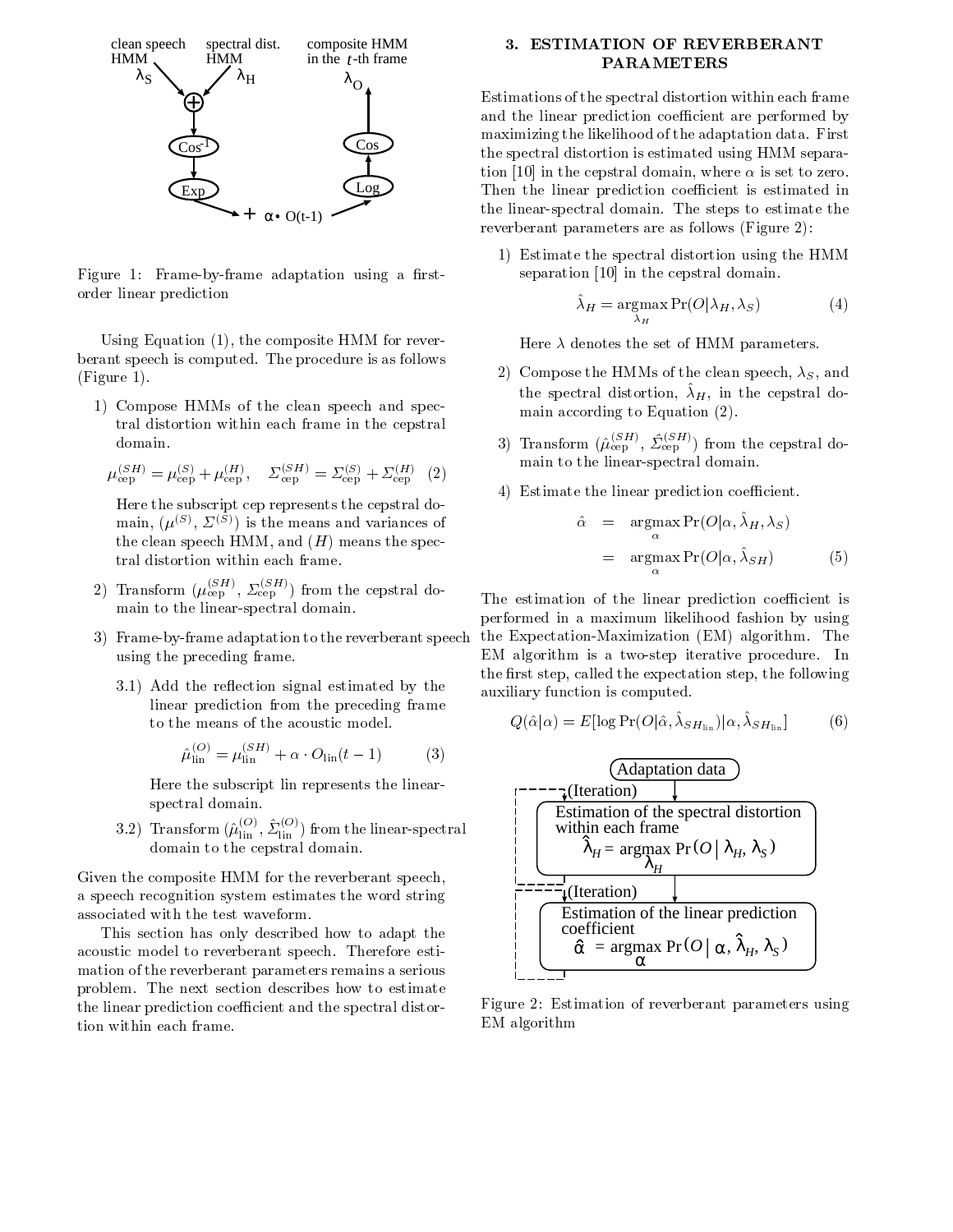Figure 1: Frame-by-frame adaptation using a first-order linear prediction

Using Equation (1), the composite HMM for reverberant speech is computed. The procedure is as follows (Figure 1).

1) Compose HMMs of the clean speech and spectral distortion within each frame in the cepstral domain.

$$\mu_{\text{cep}}^{(SH)} = \mu_{\text{cep}}^{(S)} + \mu_{\text{cep}}^{(H)}, \quad \Sigma_{\text{cep}}^{(SH)} = \Sigma_{\text{cep}}^{(S)} + \Sigma_{\text{cep}}^{(H)} \quad (2)$$

Here the subscript cep represents the cepstral domain, $(\mu^{(S)}, \Sigma^{(S)})$ is the means and variances of the clean speech HMM, and $(H)$ means the spectral distortion within each frame.

2) Transform $(\mu_{\text{cep}}^{(SH)}, \Sigma_{\text{cep}}^{(SH)})$ from the cepstral domain to the linear-spectral domain.

3) Frame-by-frame adaptation to the reverberant speech using the preceding frame.

3.1) Add the reflection signal estimated by the linear prediction from the preceding frame to the means of the acoustic model.

$$\hat{\mu}_{\text{lin}}^{(O)} = \mu_{\text{lin}}^{(SH)} + \alpha \cdot O_{\text{lin}}(t-1) \quad (3)$$

Here the subscript lin represents the linear-spectral domain.

3.2) Transform $(\hat{\mu}_{\text{lin}}^{(O)}, \hat{\Sigma}_{\text{lin}}^{(O)})$ from the linear-spectral domain to the cepstral domain.

Given the composite HMM for the reverberant speech, a speech recognition system estimates the word string associated with the test waveform.

This section has only described how to adapt the acoustic model to reverberant speech. Therefore estimation of the reverberant parameters remains a serious problem. The next section describes how to estimate the linear prediction coefficient and the spectral distortion within each frame.

## 3. ESTIMATION OF REVERBERANT PARAMETERS

Estimations of the spectral distortion within each frame and the linear prediction coefficient are performed by maximizing the likelihood of the adaptation data. First the spectral distortion is estimated using HMM separation [10] in the cepstral domain, where $\alpha$ is set to zero. Then the linear prediction coefficient is estimated in the linear-spectral domain. The steps to estimate the reverberant parameters are as follows (Figure 2):

1) Estimate the spectral distortion using the HMM separation [10] in the cepstral domain.

$$\hat{\lambda}_H = \underset{\lambda_H}{\text{argmax}} \Pr(O|\lambda_H, \lambda_S) \quad (4)$$

Here $\lambda$ denotes the set of HMM parameters.

2) Compose the HMMs of the clean speech, $\lambda_S$, and the spectral distortion, $\hat{\lambda}_H$, in the cepstral domain according to Equation (2).

3) Transform $(\hat{\mu}_{\text{cep}}^{(SH)}, \hat{\Sigma}_{\text{cep}}^{(SH)})$ from the cepstral domain to the linear-spectral domain.

4) Estimate the linear prediction coefficient.

$$\begin{aligned} \hat{\alpha} &= \underset{\alpha}{\text{argmax}} \Pr(O|\alpha, \hat{\lambda}_H, \lambda_S) \\ &= \underset{\alpha}{\text{argmax}} \Pr(O|\alpha, \hat{\lambda}_{SH}) \end{aligned} \quad (5)$$

The estimation of the linear prediction coefficient is performed in a maximum likelihood fashion by using the Expectation-Maximization (EM) algorithm. The EM algorithm is a two-step iterative procedure. In the first step, called the expectation step, the following auxiliary function is computed.

$$Q(\hat{\alpha}|\alpha) = E[\log \Pr(O|\hat{\alpha}, \hat{\lambda}_{SH_{\text{lin}}})|\alpha, \hat{\lambda}_{SH_{\text{lin}}}] \quad (6)$$

Figure 2: Estimation of reverberant parameters using EM algorithm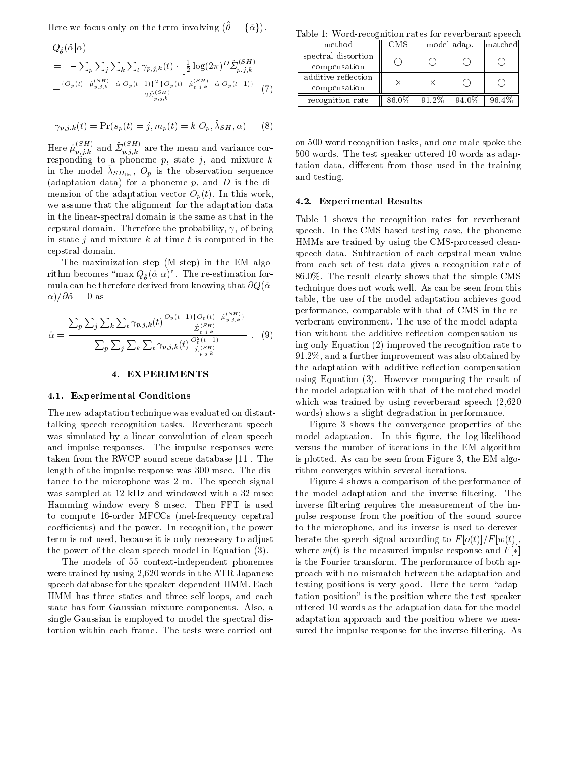Here we focus only on the term involving ($\hat{\theta} = \{\hat{\alpha}\}$).

$$
\begin{aligned}
& Q_{\hat{\theta}}(\hat{\alpha}|\alpha) \\
= & \; -\sum_p \sum_j \sum_k \sum_t \gamma_{p,j,k}(t) \cdot \Big[ \tfrac{1}{2} \log(2\pi)^D \hat{\Sigma}^{(SH)}_{p,j,k} \\
& + \frac{\{O_p(t) - \hat{\mu}^{(SH)}_{p,j,k} - \hat{\alpha} \cdot O_p(t-1)\}^T \{O_p(t) - \hat{\mu}^{(SH)}_{p,j,k} - \hat{\alpha} \cdot O_p(t-1)\}}{2\hat{\Sigma}^{(SH)}_{p,j,k}} \quad (7)
\end{aligned}
$$

$$
\gamma_{p,j,k}(t) = \Pr(s_p(t) = j, m_p(t) = k | O_p, \hat{\lambda}_{SH}, \alpha) \quad (8)
$$

Here $\hat{\mu}^{(SH)}_{p,j,k}$ and $\hat{\Sigma}^{(SH)}_{p,j,k}$ are the mean and variance corresponding to a phoneme $p$, state $j$, and mixture $k$ in the model $\hat{\lambda}_{SH_{lin}}$, $O_p$ is the observation sequence (adaptation data) for a phoneme $p$, and $D$ is the dimension of the adaptation vector $O_p(t)$. In this work, we assume that the alignment for the adaptation data in the linear-spectral domain is the same as that in the cepstral domain. Therefore the probability, $\gamma$, of being in state $j$ and mixture $k$ at time $t$ is computed in the cepstral domain.

The maximization step (M-step) in the EM algorithm becomes "max $Q_{\hat{\theta}}(\hat{\alpha}|\alpha)$". The re-estimation formula can be therefore derived from knowing that $\partial Q(\hat{\alpha}|\alpha)/\partial \hat{\alpha} = 0$ as

$$
\hat{\alpha} = \frac{\sum_p \sum_j \sum_k \sum_t \gamma_{p,j,k}(t) \frac{O_p(t-1)\{O_p(t) - \hat{\mu}^{(SH)}_{p,j,k}\}}{\hat{\Sigma}^{(SH)}_{p,j,k}}}{\sum_p \sum_j \sum_k \sum_t \gamma_{p,j,k}(t) \frac{O_p^2(t-1)}{\hat{\Sigma}^{(SH)}_{p,j,k}}} . \quad (9)
$$

## 4. EXPERIMENTS

### 4.1. Experimental Conditions

The new adaptation technique was evaluated on distant-talking speech recognition tasks. Reverberant speech was simulated by a linear convolution of clean speech and impulse responses. The impulse responses were taken from the RWCP sound scene database [11]. The length of the impulse response was 300 msec. The distance to the microphone was 2 m. The speech signal was sampled at 12 kHz and windowed with a 32-msec Hamming window every 8 msec. Then FFT is used to compute 16-order MFCCs (mel-frequency cepstral coefficients) and the power. In recognition, the power term is not used, because it is only necessary to adjust the power of the clean speech model in Equation (3).

The models of 55 context-independent phonemes were trained by using 2,620 words in the ATR Japanese speech database for the speaker-dependent HMM. Each HMM has three states and three self-loops, and each state has four Gaussian mixture components. Also, a single Gaussian is employed to model the spectral distortion within each frame. The tests were carried out on 500-word recognition tasks, and one male spoke the 500 words. The test speaker uttered 10 words as adaptation data, different from those used in the training and testing.

Table 1: Word-recognition rates for reverberant speech

| method | CMS | model adap. | | matched |
|---|---|---|---|---|
| spectral distortion compensation | ○ | ○ | ○ | ○ |
| additive reflection compensation | × | × | ○ | ○ |
| recognition rate | 86.0% | 91.2% | 94.0% | 96.4% |

### 4.2. Experimental Results

Table 1 shows the recognition rates for reverberant speech. In the CMS-based testing case, the phoneme HMMs are trained by using the CMS-processed clean-speech data. Subtraction of each cepstral mean value from each set of test data gives a recognition rate of 86.0%. The result clearly shows that the simple CMS technique does not work well. As can be seen from this table, the use of the model adaptation achieves good performance, comparable with that of CMS in the reverberant environment. The use of the model adaptation without the additive reflection compensation using only Equation (2) improved the recognition rate to 91.2%, and a further improvement was also obtained by the adaptation with additive reflection compensation using Equation (3). However comparing the result of the model adaptation with that of the matched model which was trained by using reverberant speech (2,620 words) shows a slight degradation in performance.

Figure 3 shows the convergence properties of the model adaptation. In this figure, the log-likelihood versus the number of iterations in the EM algorithm is plotted. As can be seen from Figure 3, the EM algorithm converges within several iterations.

Figure 4 shows a comparison of the performance of the model adaptation and the inverse filtering. The inverse filtering requires the measurement of the impulse response from the position of the sound source to the microphone, and its inverse is used to dereverberate the speech signal according to $F[o(t)]/F[w(t)]$, where $w(t)$ is the measured impulse response and $F[*]$ is the Fourier transform. The performance of both approach with no mismatch between the adaptation and testing positions is very good. Here the term "adaptation position" is the position where the test speaker uttered 10 words as the adaptation data for the model adaptation approach and the position where we measured the impulse response for the inverse filtering. As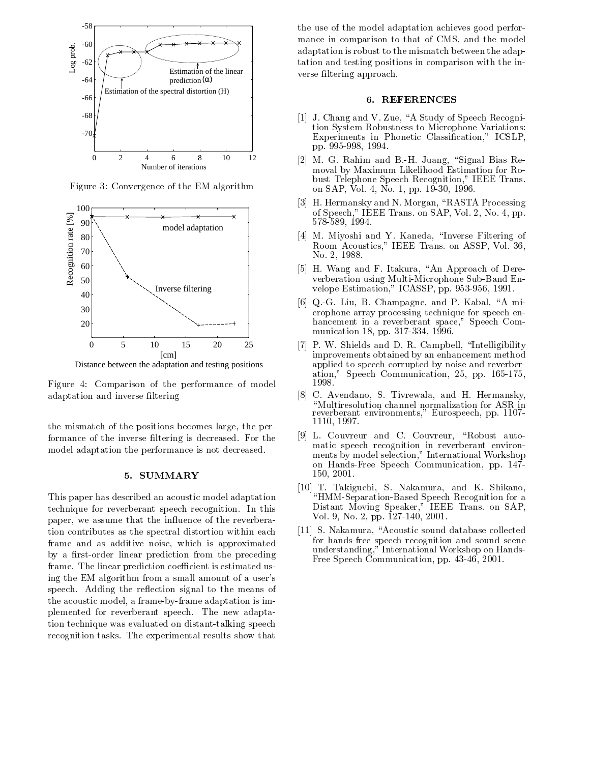-58
-60
-62
-64
-66
-68
-70
Log prob.
0 2 4 6 8 10 12
Number of iterations
Estimation of the linear prediction (α)
Estimation of the spectral distortion (H)

Figure 3: Convergence of the EM algorithm

100
90
80
70
60
50
40
30
20
Recognition rate [%]
0 5 10 15 20 25
[cm]
Distance between the adaptation and testing positions
model adaptation
Inverse filtering

Figure 4: Comparison of the performance of model adaptation and inverse filtering

the mismatch of the positions becomes large, the performance of the inverse filtering is decreased. For the model adaptation the performance is not decreased.

## 5. SUMMARY

This paper has described an acoustic model adaptation technique for reverberant speech recognition. In this paper, we assume that the influence of the reverberation contributes as the spectral distortion within each frame and as additive noise, which is approximated by a first-order linear prediction from the preceding frame. The linear prediction coefficient is estimated using the EM algorithm from a small amount of a user's speech. Adding the reflection signal to the means of the acoustic model, a frame-by-frame adaptation is implemented for reverberant speech. The new adaptation technique was evaluated on distant-talking speech recognition tasks. The experimental results show that the use of the model adaptation achieves good performance in comparison to that of CMS, and the model adaptation is robust to the mismatch between the adaptation and testing positions in comparison with the inverse filtering approach.

## 6. REFERENCES

[1] J. Chang and V. Zue, "A Study of Speech Recognition System Robustness to Microphone Variations: Experiments in Phonetic Classification," ICSLP, pp. 995-998, 1994.

[2] M. G. Rahim and B.-H. Juang, "Signal Bias Removal by Maximum Likelihood Estimation for Robust Telephone Speech Recognition," IEEE Trans. on SAP, Vol. 4, No. 1, pp. 19-30, 1996.

[3] H. Hermansky and N. Morgan, "RASTA Processing of Speech," IEEE Trans. on SAP, Vol. 2, No. 4, pp. 578-589, 1994.

[4] M. Miyoshi and Y. Kaneda, "Inverse Filtering of Room Acoustics," IEEE Trans. on ASSP, Vol. 36, No. 2, 1988.

[5] H. Wang and F. Itakura, "An Approach of Dereverberation using Multi-Microphone Sub-Band Envelope Estimation," ICASSP, pp. 953-956, 1991.

[6] Q.-G. Liu, B. Champagne, and P. Kabal, "A microphone array processing technique for speech enhancement in a reverberant space," Speech Communication 18, pp. 317-334, 1996.

[7] P. W. Shields and D. R. Campbell, "Intelligibility improvements obtained by an enhancement method applied to speech corrupted by noise and reverberation," Speech Communication, 25, pp. 165-175, 1998.

[8] C. Avendano, S. Tivrewala, and H. Hermansky, "Multiresolution channel normalization for ASR in reverberant environments," Eurospeech, pp. 1107-1110, 1997.

[9] L. Couvreur and C. Couvreur, "Robust automatic speech recognition in reverberant environments by model selection," International Workshop on Hands-Free Speech Communication, pp. 147-150, 2001.

[10] T. Takiguchi, S. Nakamura, and K. Shikano, "HMM-Separation-Based Speech Recognition for a Distant Moving Speaker," IEEE Trans. on SAP, Vol. 9, No. 2, pp. 127-140, 2001.

[11] S. Nakamura, "Acoustic sound database collected for hands-free speech recognition and sound scene understanding," International Workshop on Hands-Free Speech Communication, pp. 43-46, 2001.